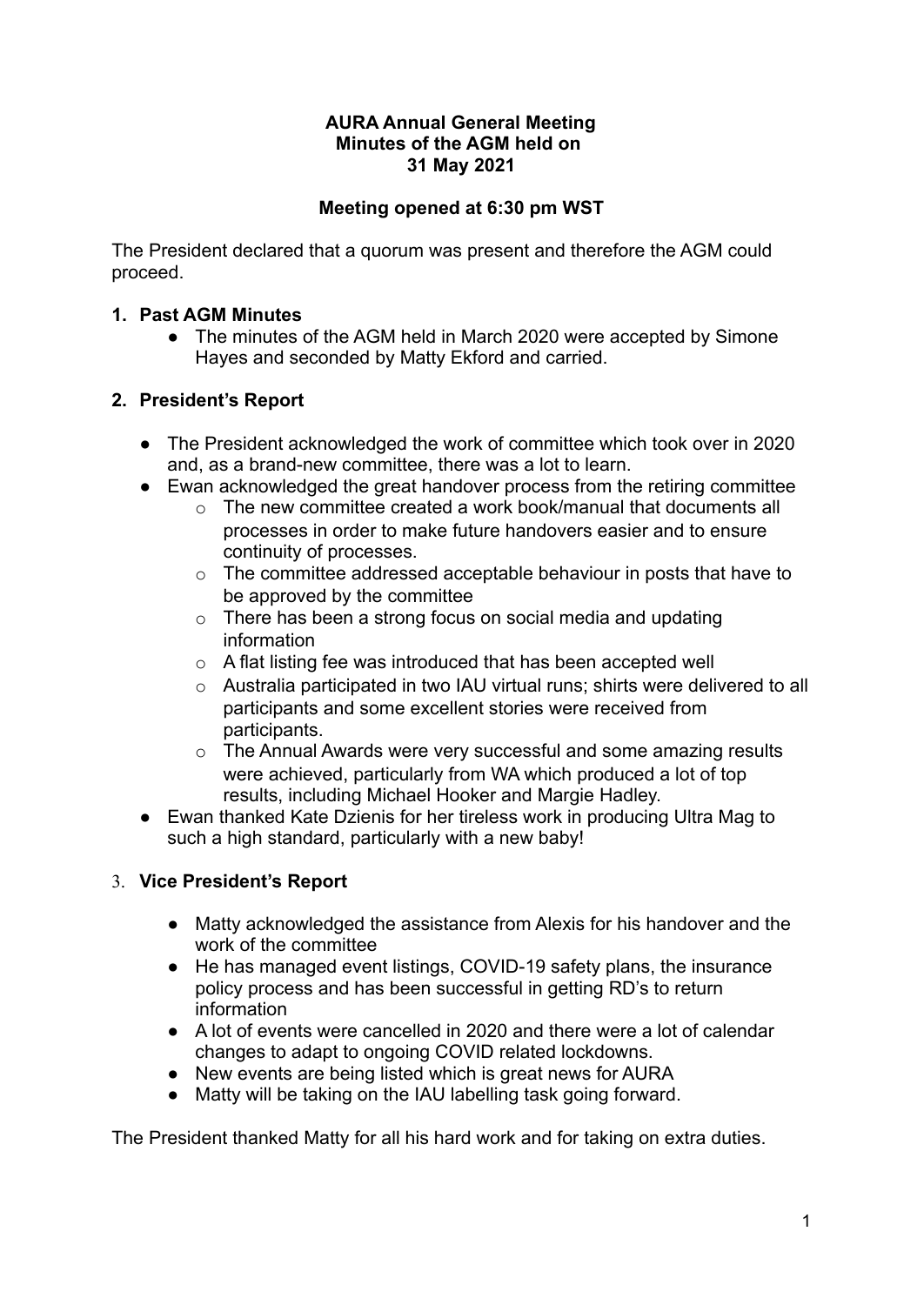**AURA Annual General Meeting**
**Minutes of the AGM held on**
**31 May 2021**

**Meeting opened at 6:30 pm WST**

The President declared that a quorum was present and therefore the AGM could proceed.

## 1. Past AGM Minutes

- The minutes of the AGM held in March 2020 were accepted by Simone Hayes and seconded by Matty Ekford and carried.

## 2. President's Report

- The President acknowledged the work of committee which took over in 2020 and, as a brand-new committee, there was a lot to learn.
- Ewan acknowledged the great handover process from the retiring committee
    - The new committee created a work book/manual that documents all processes in order to make future handovers easier and to ensure continuity of processes.
    - The committee addressed acceptable behaviour in posts that have to be approved by the committee
    - There has been a strong focus on social media and updating information
    - A flat listing fee was introduced that has been accepted well
    - Australia participated in two IAU virtual runs; shirts were delivered to all participants and some excellent stories were received from participants.
    - The Annual Awards were very successful and some amazing results were achieved, particularly from WA which produced a lot of top results, including Michael Hooker and Margie Hadley.
- Ewan thanked Kate Dzienis for her tireless work in producing Ultra Mag to such a high standard, particularly with a new baby!

## 3. Vice President's Report

- Matty acknowledged the assistance from Alexis for his handover and the work of the committee
- He has managed event listings, COVID-19 safety plans, the insurance policy process and has been successful in getting RD's to return information
- A lot of events were cancelled in 2020 and there were a lot of calendar changes to adapt to ongoing COVID related lockdowns.
- New events are being listed which is great news for AURA
- Matty will be taking on the IAU labelling task going forward.

The President thanked Matty for all his hard work and for taking on extra duties.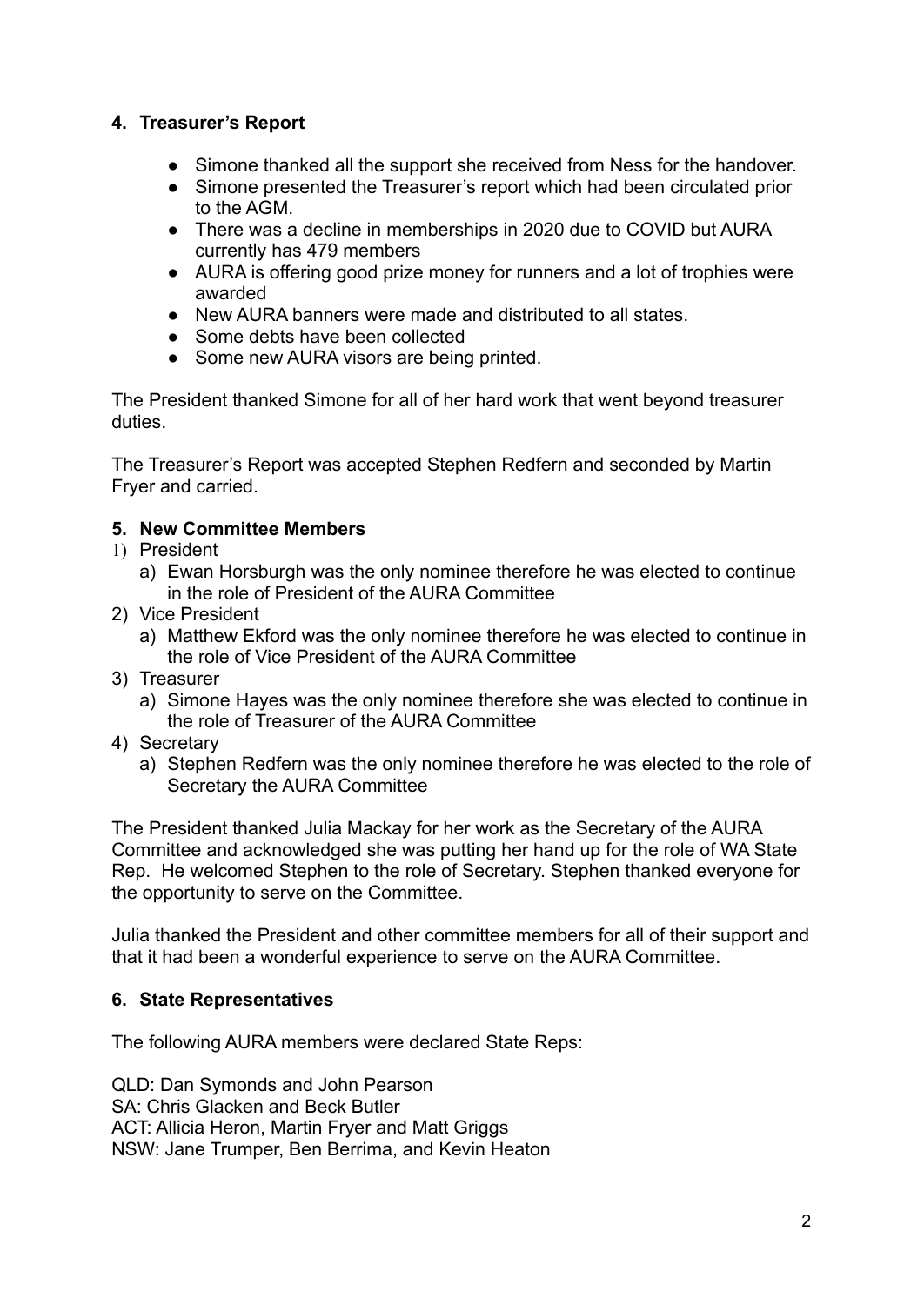## 4. Treasurer's Report

- Simone thanked all the support she received from Ness for the handover.
- Simone presented the Treasurer's report which had been circulated prior to the AGM.
- There was a decline in memberships in 2020 due to COVID but AURA currently has 479 members
- AURA is offering good prize money for runners and a lot of trophies were awarded
- New AURA banners were made and distributed to all states.
- Some debts have been collected
- Some new AURA visors are being printed.

The President thanked Simone for all of her hard work that went beyond treasurer duties.

The Treasurer's Report was accepted Stephen Redfern and seconded by Martin Fryer and carried.

## 5. New Committee Members

1) President
   a) Ewan Horsburgh was the only nominee therefore he was elected to continue in the role of President of the AURA Committee
2) Vice President
   a) Matthew Ekford was the only nominee therefore he was elected to continue in the role of Vice President of the AURA Committee
3) Treasurer
   a) Simone Hayes was the only nominee therefore she was elected to continue in the role of Treasurer of the AURA Committee
4) Secretary
   a) Stephen Redfern was the only nominee therefore he was elected to the role of Secretary the AURA Committee

The President thanked Julia Mackay for her work as the Secretary of the AURA Committee and acknowledged she was putting her hand up for the role of WA State Rep. He welcomed Stephen to the role of Secretary. Stephen thanked everyone for the opportunity to serve on the Committee.

Julia thanked the President and other committee members for all of their support and that it had been a wonderful experience to serve on the AURA Committee.

## 6. State Representatives

The following AURA members were declared State Reps:

QLD: Dan Symonds and John Pearson
SA: Chris Glacken and Beck Butler
ACT: Allicia Heron, Martin Fryer and Matt Griggs
NSW: Jane Trumper, Ben Berrima, and Kevin Heaton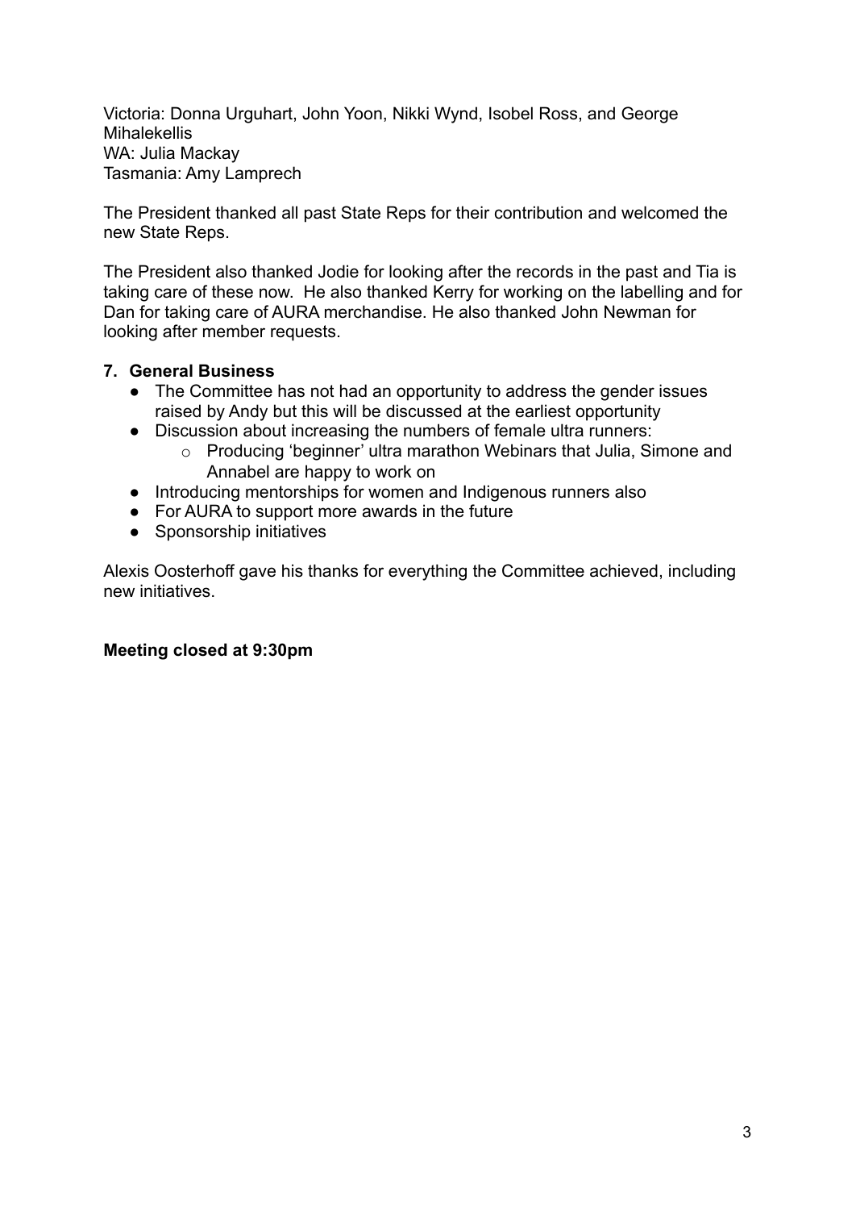Victoria: Donna Urguhart, John Yoon, Nikki Wynd, Isobel Ross, and George Mihalekellis
WA: Julia Mackay
Tasmania: Amy Lamprech

The President thanked all past State Reps for their contribution and welcomed the new State Reps.

The President also thanked Jodie for looking after the records in the past and Tia is taking care of these now. He also thanked Kerry for working on the labelling and for Dan for taking care of AURA merchandise. He also thanked John Newman for looking after member requests.

## 7. General Business

- The Committee has not had an opportunity to address the gender issues raised by Andy but this will be discussed at the earliest opportunity
- Discussion about increasing the numbers of female ultra runners:
  - Producing 'beginner' ultra marathon Webinars that Julia, Simone and Annabel are happy to work on
- Introducing mentorships for women and Indigenous runners also
- For AURA to support more awards in the future
- Sponsorship initiatives

Alexis Oosterhoff gave his thanks for everything the Committee achieved, including new initiatives.

**Meeting closed at 9:30pm**